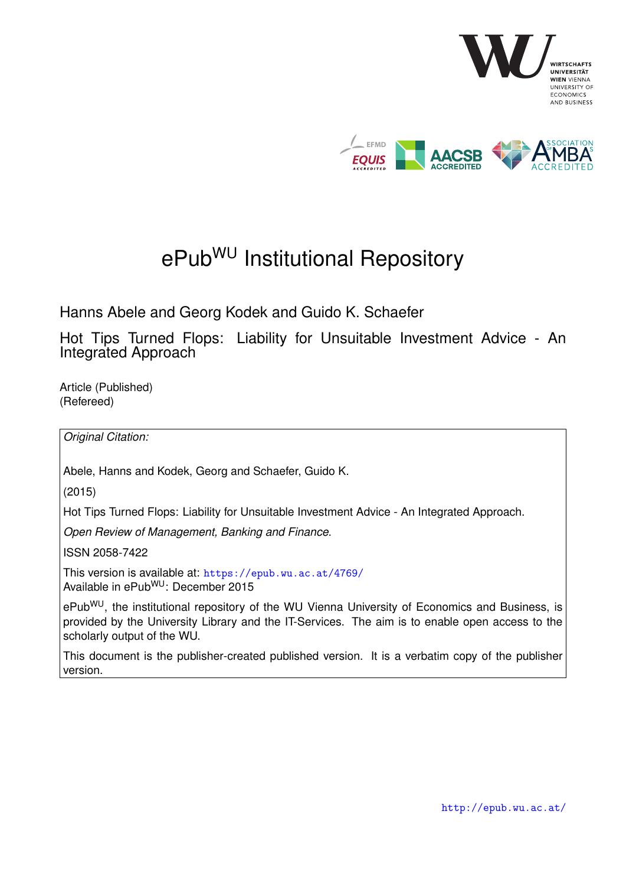# ePub$^{WU}$ Institutional Repository

Hanns Abele and Georg Kodek and Guido K. Schaefer

Hot Tips Turned Flops: Liability for Unsuitable Investment Advice - An Integrated Approach

Article (Published)
(Refereed)

*Original Citation:*

Abele, Hanns and Kodek, Georg and Schaefer, Guido K.

(2015)

Hot Tips Turned Flops: Liability for Unsuitable Investment Advice - An Integrated Approach.

*Open Review of Management, Banking and Finance.*

ISSN 2058-7422

This version is available at: https://epub.wu.ac.at/4769/
Available in ePub$^{WU}$: December 2015

ePub$^{WU}$, the institutional repository of the WU Vienna University of Economics and Business, is provided by the University Library and the IT-Services. The aim is to enable open access to the scholarly output of the WU.

This document is the publisher-created published version. It is a verbatim copy of the publisher version.

http://epub.wu.ac.at/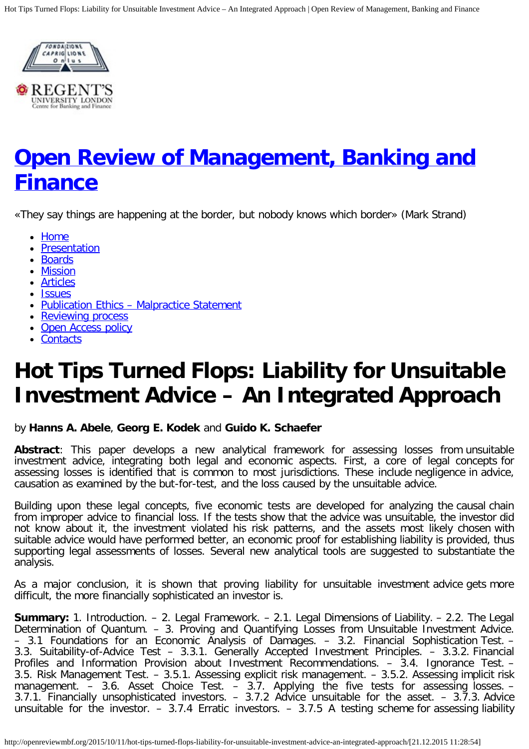# [Open Review of Management, Banking and Finance](http://openreviewmbf.org/)

«They say things are happening at the border, but nobody knows which border» (Mark Strand)

- [Home](#)
- [Presentation](#)
- [Boards](#)
- [Mission](#)
- [Articles](#)
- [Issues](#)
- [Publication Ethics – Malpractice Statement](#)
- [Reviewing process](#)
- [Open Access policy](#)
- [Contacts](#)

# Hot Tips Turned Flops: Liability for Unsuitable Investment Advice – An Integrated Approach

by **Hanns A. Abele**, **Georg E. Kodek** and **Guido K. Schaefer**

**Abstract**: This paper develops a new analytical framework for assessing losses from unsuitable investment advice, integrating both legal and economic aspects. First, a core of legal concepts for assessing losses is identified that is common to most jurisdictions. These include negligence in advice, causation as examined by the but-for-test, and the loss caused by the unsuitable advice.

Building upon these legal concepts, five economic tests are developed for analyzing the causal chain from improper advice to financial loss. If the tests show that the advice was unsuitable, the investor did not know about it, the investment violated his risk patterns, and the assets most likely chosen with suitable advice would have performed better, an economic proof for establishing liability is provided, thus supporting legal assessments of losses. Several new analytical tools are suggested to substantiate the analysis.

As a major conclusion, it is shown that proving liability for unsuitable investment advice gets more difficult, the more financially sophisticated an investor is.

**Summary:** 1. Introduction. – 2. Legal Framework. – 2.1. Legal Dimensions of Liability. – 2.2. The Legal Determination of Quantum. – 3. Proving and Quantifying Losses from Unsuitable Investment Advice. – 3.1 Foundations for an Economic Analysis of Damages. – 3.2. Financial Sophistication Test. – 3.3. Suitability-of-Advice Test – 3.3.1. Generally Accepted Investment Principles. – 3.3.2. Financial Profiles and Information Provision about Investment Recommendations. – 3.4. Ignorance Test. – 3.5. Risk Management Test. – 3.5.1. Assessing explicit risk management. – 3.5.2. Assessing implicit risk management. – 3.6. Asset Choice Test. – 3.7. Applying the five tests for assessing losses. – 3.7.1. Financially unsophisticated investors. – 3.7.2 Advice unsuitable for the asset. – 3.7.3. Advice unsuitable for the investor. – 3.7.4 Erratic investors. – 3.7.5 A testing scheme for assessing liability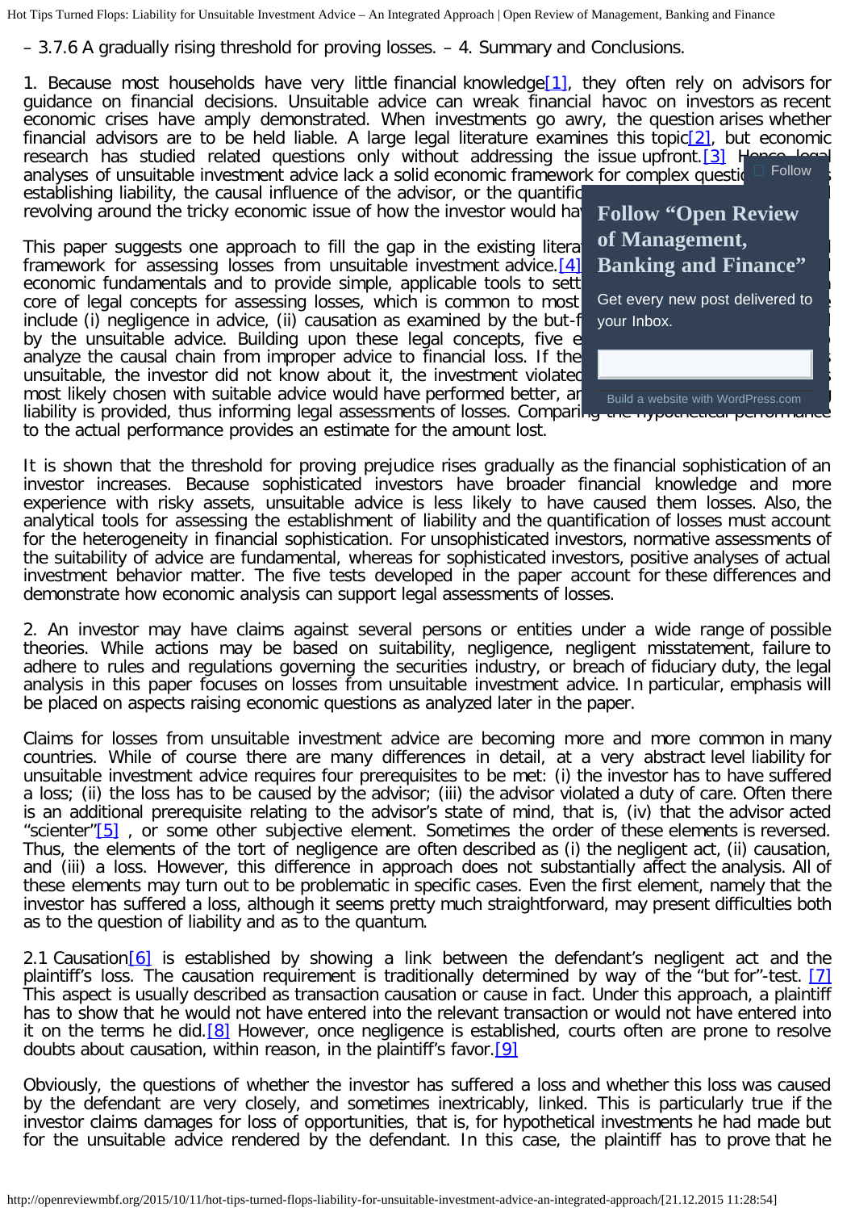– 3.7.6 A gradually rising threshold for proving losses. – 4. Summary and Conclusions.

1. Because most households have very little financial knowledge[1], they often rely on advisors for guidance on financial decisions. Unsuitable advice can wreak financial havoc on investors as recent economic crises have amply demonstrated. When investments go awry, the question arises whether financial advisors are to be held liable. A large legal literature examines this topic[2], but economic research has studied related questions only without addressing the issue upfront.[3] Hence legal analyses of unsuitable investment advice lack a solid economic framework for complex questi[…] establishing liability, the causal influence of the advisor, or the quantific[…] revolving around the tricky economic issue of how the investor would ha[…]

This paper suggests one approach to fill the gap in the existing litera[…] framework for assessing losses from unsuitable investment advice.[4] […] economic fundamentals and to provide simple, applicable tools to sett[…] core of legal concepts for assessing losses, which is common to most […] include (i) negligence in advice, (ii) causation as examined by the but-f[…] by the unsuitable advice. Building upon these legal concepts, five e[…] analyze the causal chain from improper advice to financial loss. If the […] unsuitable, the investor did not know about it, the investment violated […] most likely chosen with suitable advice would have performed better, ar[…] liability is provided, thus informing legal assessments of losses. Comparing the hypothetical performance to the actual performance provides an estimate for the amount lost.

It is shown that the threshold for proving prejudice rises gradually as the financial sophistication of an investor increases. Because sophisticated investors have broader financial knowledge and more experience with risky assets, unsuitable advice is less likely to have caused them losses. Also, the analytical tools for assessing the establishment of liability and the quantification of losses must account for the heterogeneity in financial sophistication. For unsophisticated investors, normative assessments of the suitability of advice are fundamental, whereas for sophisticated investors, positive analyses of actual investment behavior matter. The five tests developed in the paper account for these differences and demonstrate how economic analysis can support legal assessments of losses.

2. An investor may have claims against several persons or entities under a wide range of possible theories. While actions may be based on suitability, negligence, negligent misstatement, failure to adhere to rules and regulations governing the securities industry, or breach of fiduciary duty, the legal analysis in this paper focuses on losses from unsuitable investment advice. In particular, emphasis will be placed on aspects raising economic questions as analyzed later in the paper.

Claims for losses from unsuitable investment advice are becoming more and more common in many countries. While of course there are many differences in detail, at a very abstract level liability for unsuitable investment advice requires four prerequisites to be met: (i) the investor has to have suffered a loss; (ii) the loss has to be caused by the advisor; (iii) the advisor violated a duty of care. Often there is an additional prerequisite relating to the advisor's state of mind, that is, (iv) that the advisor acted "scienter"[5] , or some other subjective element. Sometimes the order of these elements is reversed. Thus, the elements of the tort of negligence are often described as (i) the negligent act, (ii) causation, and (iii) a loss. However, this difference in approach does not substantially affect the analysis. All of these elements may turn out to be problematic in specific cases. Even the first element, namely that the investor has suffered a loss, although it seems pretty much straightforward, may present difficulties both as to the question of liability and as to the quantum.

2.1 Causation[6] is established by showing a link between the defendant's negligent act and the plaintiff's loss. The causation requirement is traditionally determined by way of the "but for"-test. [7] This aspect is usually described as transaction causation or cause in fact. Under this approach, a plaintiff has to show that he would not have entered into the relevant transaction or would not have entered into it on the terms he did.[8] However, once negligence is established, courts often are prone to resolve doubts about causation, within reason, in the plaintiff's favor.[9]

Obviously, the questions of whether the investor has suffered a loss and whether this loss was caused by the defendant are very closely, and sometimes inextricably, linked. This is particularly true if the investor claims damages for loss of opportunities, that is, for hypothetical investments he had made but for the unsuitable advice rendered by the defendant. In this case, the plaintiff has to prove that he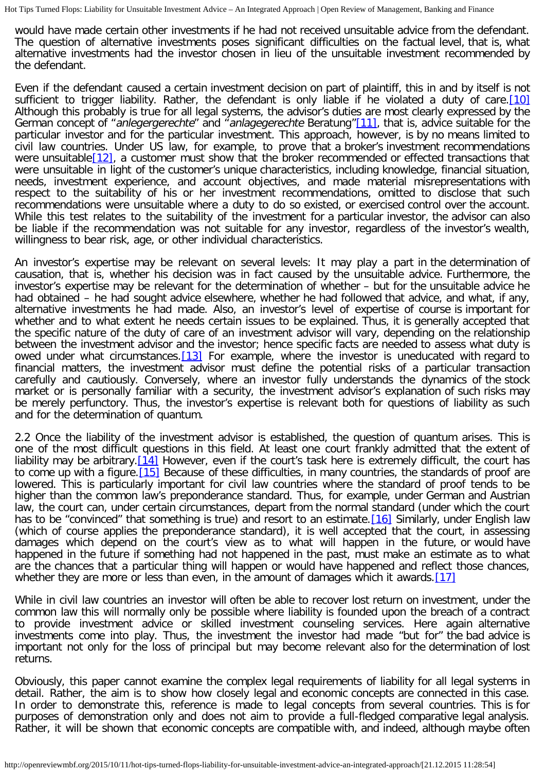would have made certain other investments if he had not received unsuitable advice from the defendant. The question of alternative investments poses significant difficulties on the factual level, that is, what alternative investments had the investor chosen in lieu of the unsuitable investment recommended by the defendant.

Even if the defendant caused a certain investment decision on part of plaintiff, this in and by itself is not sufficient to trigger liability. Rather, the defendant is only liable if he violated a duty of care.[10] Although this probably is true for all legal systems, the advisor's duties are most clearly expressed by the German concept of "*anlegergerechte*" and "*anlagegerechte* Beratung"[11], that is, advice suitable for the particular investor and for the particular investment. This approach, however, is by no means limited to civil law countries. Under US law, for example, to prove that a broker's investment recommendations were unsuitable[12], a customer must show that the broker recommended or effected transactions that were unsuitable in light of the customer's unique characteristics, including knowledge, financial situation, needs, investment experience, and account objectives, and made material misrepresentations with respect to the suitability of his or her investment recommendations, omitted to disclose that such recommendations were unsuitable where a duty to do so existed, or exercised control over the account. While this test relates to the suitability of the investment for a particular investor, the advisor can also be liable if the recommendation was not suitable for any investor, regardless of the investor's wealth, willingness to bear risk, age, or other individual characteristics.

An investor's expertise may be relevant on several levels: It may play a part in the determination of causation, that is, whether his decision was in fact caused by the unsuitable advice. Furthermore, the investor's expertise may be relevant for the determination of whether – but for the unsuitable advice he had obtained – he had sought advice elsewhere, whether he had followed that advice, and what, if any, alternative investments he had made. Also, an investor's level of expertise of course is important for whether and to what extent he needs certain issues to be explained. Thus, it is generally accepted that the specific nature of the duty of care of an investment advisor will vary, depending on the relationship between the investment advisor and the investor; hence specific facts are needed to assess what duty is owed under what circumstances.[13] For example, where the investor is uneducated with regard to financial matters, the investment advisor must define the potential risks of a particular transaction carefully and cautiously. Conversely, where an investor fully understands the dynamics of the stock market or is personally familiar with a security, the investment advisor's explanation of such risks may be merely perfunctory. Thus, the investor's expertise is relevant both for questions of liability as such and for the determination of quantum.

2.2 Once the liability of the investment advisor is established, the question of quantum arises. This is one of the most difficult questions in this field. At least one court frankly admitted that the extent of liability may be arbitrary.[14] However, even if the court's task here is extremely difficult, the court has to come up with a figure.[15] Because of these difficulties, in many countries, the standards of proof are lowered. This is particularly important for civil law countries where the standard of proof tends to be higher than the common law's preponderance standard. Thus, for example, under German and Austrian law, the court can, under certain circumstances, depart from the normal standard (under which the court has to be "convinced" that something is true) and resort to an estimate.[16] Similarly, under English law (which of course applies the preponderance standard), it is well accepted that the court, in assessing damages which depend on the court's view as to what will happen in the future, or would have happened in the future if something had not happened in the past, must make an estimate as to what are the chances that a particular thing will happen or would have happened and reflect those chances, whether they are more or less than even, in the amount of damages which it awards.[17]

While in civil law countries an investor will often be able to recover lost return on investment, under the common law this will normally only be possible where liability is founded upon the breach of a contract to provide investment advice or skilled investment counseling services. Here again alternative investments come into play. Thus, the investment the investor had made "but for" the bad advice is important not only for the loss of principal but may become relevant also for the determination of lost returns.

Obviously, this paper cannot examine the complex legal requirements of liability for all legal systems in detail. Rather, the aim is to show how closely legal and economic concepts are connected in this case. In order to demonstrate this, reference is made to legal concepts from several countries. This is for purposes of demonstration only and does not aim to provide a full-fledged comparative legal analysis. Rather, it will be shown that economic concepts are compatible with, and indeed, although maybe often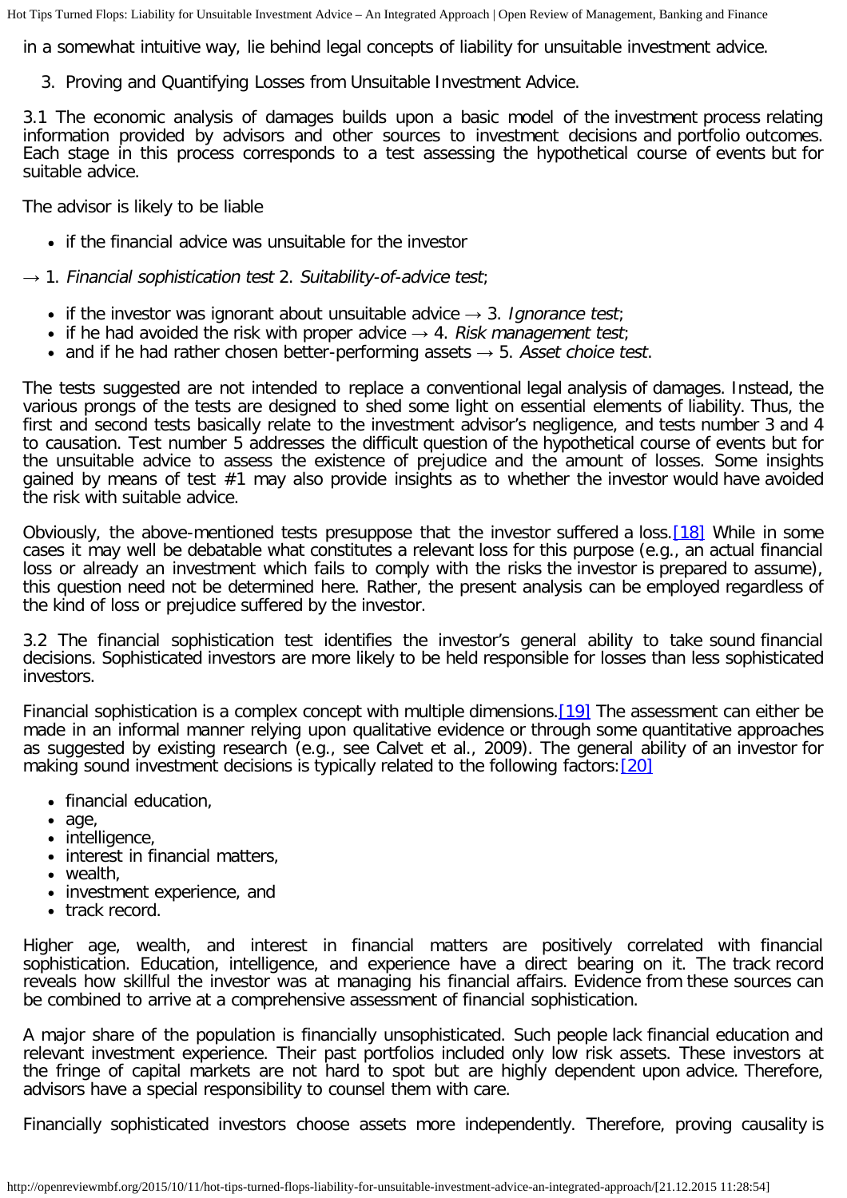in a somewhat intuitive way, lie behind legal concepts of liability for unsuitable investment advice.

3. Proving and Quantifying Losses from Unsuitable Investment Advice.

3.1 The economic analysis of damages builds upon a basic model of the investment process relating information provided by advisors and other sources to investment decisions and portfolio outcomes. Each stage in this process corresponds to a test assessing the hypothetical course of events but for suitable advice.

The advisor is likely to be liable

- if the financial advice was unsuitable for the investor

→ 1. *Financial sophistication test* 2. *Suitability-of-advice test*;

- if the investor was ignorant about unsuitable advice → 3. *Ignorance test*;
- if he had avoided the risk with proper advice → 4. *Risk management test*;
- and if he had rather chosen better-performing assets → 5. *Asset choice test*.

The tests suggested are not intended to replace a conventional legal analysis of damages. Instead, the various prongs of the tests are designed to shed some light on essential elements of liability. Thus, the first and second tests basically relate to the investment advisor's negligence, and tests number 3 and 4 to causation. Test number 5 addresses the difficult question of the hypothetical course of events but for the unsuitable advice to assess the existence of prejudice and the amount of losses. Some insights gained by means of test #1 may also provide insights as to whether the investor would have avoided the risk with suitable advice.

Obviously, the above-mentioned tests presuppose that the investor suffered a loss.[18] While in some cases it may well be debatable what constitutes a relevant loss for this purpose (e.g., an actual financial loss or already an investment which fails to comply with the risks the investor is prepared to assume), this question need not be determined here. Rather, the present analysis can be employed regardless of the kind of loss or prejudice suffered by the investor.

3.2 The financial sophistication test identifies the investor's general ability to take sound financial decisions. Sophisticated investors are more likely to be held responsible for losses than less sophisticated investors.

Financial sophistication is a complex concept with multiple dimensions.[19] The assessment can either be made in an informal manner relying upon qualitative evidence or through some quantitative approaches as suggested by existing research (e.g., see Calvet et al., 2009). The general ability of an investor for making sound investment decisions is typically related to the following factors:[20]

- financial education,
- age,
- intelligence,
- interest in financial matters,
- wealth,
- investment experience, and
- track record.

Higher age, wealth, and interest in financial matters are positively correlated with financial sophistication. Education, intelligence, and experience have a direct bearing on it. The track record reveals how skillful the investor was at managing his financial affairs. Evidence from these sources can be combined to arrive at a comprehensive assessment of financial sophistication.

A major share of the population is financially unsophisticated. Such people lack financial education and relevant investment experience. Their past portfolios included only low risk assets. These investors at the fringe of capital markets are not hard to spot but are highly dependent upon advice. Therefore, advisors have a special responsibility to counsel them with care.

Financially sophisticated investors choose assets more independently. Therefore, proving causality is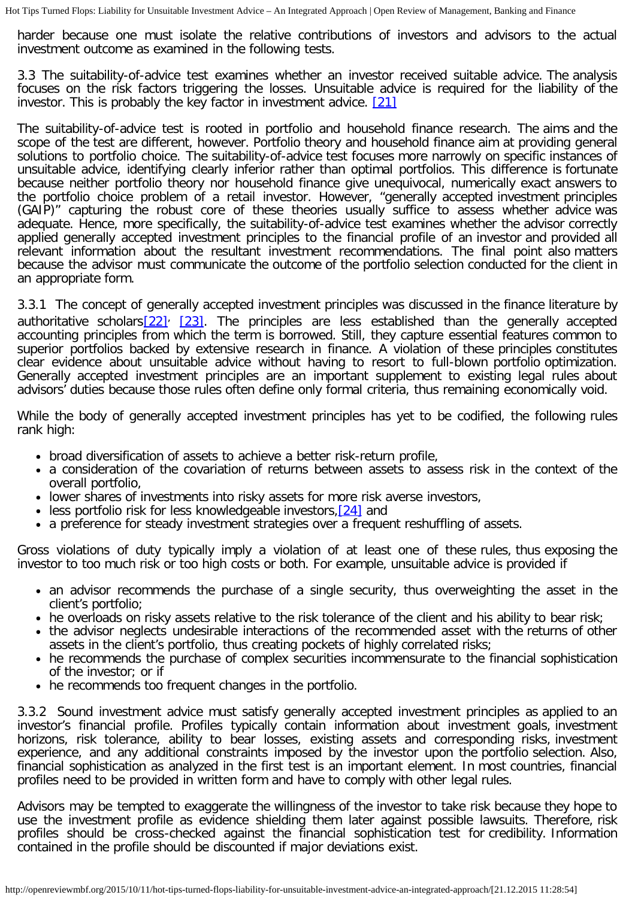harder because one must isolate the relative contributions of investors and advisors to the actual investment outcome as examined in the following tests.

3.3 The suitability-of-advice test examines whether an investor received suitable advice. The analysis focuses on the risk factors triggering the losses. Unsuitable advice is required for the liability of the investor. This is probably the key factor in investment advice. [21]

The suitability-of-advice test is rooted in portfolio and household finance research. The aims and the scope of the test are different, however. Portfolio theory and household finance aim at providing general solutions to portfolio choice. The suitability-of-advice test focuses more narrowly on specific instances of unsuitable advice, identifying clearly inferior rather than optimal portfolios. This difference is fortunate because neither portfolio theory nor household finance give unequivocal, numerically exact answers to the portfolio choice problem of a retail investor. However, "generally accepted investment principles (GAIP)" capturing the robust core of these theories usually suffice to assess whether advice was adequate. Hence, more specifically, the suitability-of-advice test examines whether the advisor correctly applied generally accepted investment principles to the financial profile of an investor and provided all relevant information about the resultant investment recommendations. The final point also matters because the advisor must communicate the outcome of the portfolio selection conducted for the client in an appropriate form.

3.3.1 The concept of generally accepted investment principles was discussed in the finance literature by authoritative scholars[22], [23]. The principles are less established than the generally accepted accounting principles from which the term is borrowed. Still, they capture essential features common to superior portfolios backed by extensive research in finance. A violation of these principles constitutes clear evidence about unsuitable advice without having to resort to full-blown portfolio optimization. Generally accepted investment principles are an important supplement to existing legal rules about advisors' duties because those rules often define only formal criteria, thus remaining economically void.

While the body of generally accepted investment principles has yet to be codified, the following rules rank high:

- broad diversification of assets to achieve a better risk-return profile,
- a consideration of the covariation of returns between assets to assess risk in the context of the overall portfolio,
- lower shares of investments into risky assets for more risk averse investors,
- less portfolio risk for less knowledgeable investors,[24] and
- a preference for steady investment strategies over a frequent reshuffling of assets.

Gross violations of duty typically imply a violation of at least one of these rules, thus exposing the investor to too much risk or too high costs or both. For example, unsuitable advice is provided if

- an advisor recommends the purchase of a single security, thus overweighting the asset in the client's portfolio;
- he overloads on risky assets relative to the risk tolerance of the client and his ability to bear risk;
- the advisor neglects undesirable interactions of the recommended asset with the returns of other assets in the client's portfolio, thus creating pockets of highly correlated risks;
- he recommends the purchase of complex securities incommensurate to the financial sophistication of the investor; or if
- he recommends too frequent changes in the portfolio.

3.3.2 Sound investment advice must satisfy generally accepted investment principles as applied to an investor's financial profile. Profiles typically contain information about investment goals, investment horizons, risk tolerance, ability to bear losses, existing assets and corresponding risks, investment experience, and any additional constraints imposed by the investor upon the portfolio selection. Also, financial sophistication as analyzed in the first test is an important element. In most countries, financial profiles need to be provided in written form and have to comply with other legal rules.

Advisors may be tempted to exaggerate the willingness of the investor to take risk because they hope to use the investment profile as evidence shielding them later against possible lawsuits. Therefore, risk profiles should be cross-checked against the financial sophistication test for credibility. Information contained in the profile should be discounted if major deviations exist.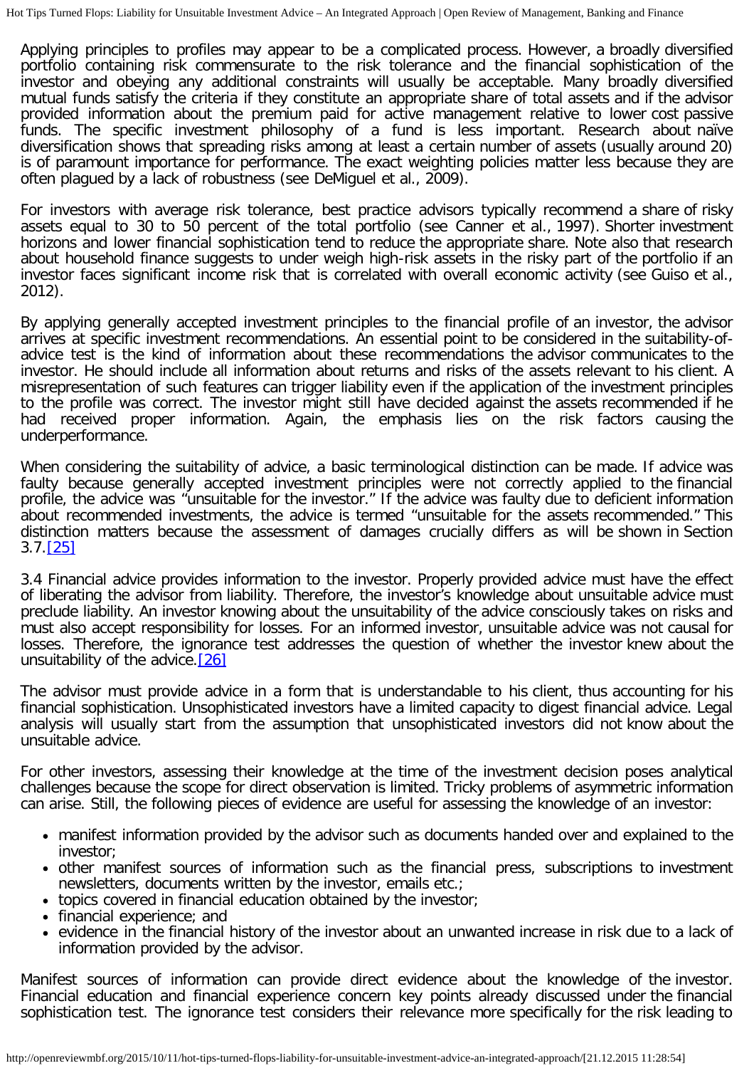Applying principles to profiles may appear to be a complicated process. However, a broadly diversified portfolio containing risk commensurate to the risk tolerance and the financial sophistication of the investor and obeying any additional constraints will usually be acceptable. Many broadly diversified mutual funds satisfy the criteria if they constitute an appropriate share of total assets and if the advisor provided information about the premium paid for active management relative to lower cost passive funds. The specific investment philosophy of a fund is less important. Research about naïve diversification shows that spreading risks among at least a certain number of assets (usually around 20) is of paramount importance for performance. The exact weighting policies matter less because they are often plagued by a lack of robustness (see DeMiguel et al., 2009).

For investors with average risk tolerance, best practice advisors typically recommend a share of risky assets equal to 30 to 50 percent of the total portfolio (see Canner et al., 1997). Shorter investment horizons and lower financial sophistication tend to reduce the appropriate share. Note also that research about household finance suggests to under weigh high-risk assets in the risky part of the portfolio if an investor faces significant income risk that is correlated with overall economic activity (see Guiso et al., 2012).

By applying generally accepted investment principles to the financial profile of an investor, the advisor arrives at specific investment recommendations. An essential point to be considered in the suitability-of-advice test is the kind of information about these recommendations the advisor communicates to the investor. He should include all information about returns and risks of the assets relevant to his client. A misrepresentation of such features can trigger liability even if the application of the investment principles to the profile was correct. The investor might still have decided against the assets recommended if he had received proper information. Again, the emphasis lies on the risk factors causing the underperformance.

When considering the suitability of advice, a basic terminological distinction can be made. If advice was faulty because generally accepted investment principles were not correctly applied to the financial profile, the advice was "unsuitable for the investor." If the advice was faulty due to deficient information about recommended investments, the advice is termed "unsuitable for the assets recommended." This distinction matters because the assessment of damages crucially differs as will be shown in Section 3.7.[25]

3.4 Financial advice provides information to the investor. Properly provided advice must have the effect of liberating the advisor from liability. Therefore, the investor's knowledge about unsuitable advice must preclude liability. An investor knowing about the unsuitability of the advice consciously takes on risks and must also accept responsibility for losses. For an informed investor, unsuitable advice was not causal for losses. Therefore, the ignorance test addresses the question of whether the investor knew about the unsuitability of the advice.[26]

The advisor must provide advice in a form that is understandable to his client, thus accounting for his financial sophistication. Unsophisticated investors have a limited capacity to digest financial advice. Legal analysis will usually start from the assumption that unsophisticated investors did not know about the unsuitable advice.

For other investors, assessing their knowledge at the time of the investment decision poses analytical challenges because the scope for direct observation is limited. Tricky problems of asymmetric information can arise. Still, the following pieces of evidence are useful for assessing the knowledge of an investor:

- manifest information provided by the advisor such as documents handed over and explained to the investor;
- other manifest sources of information such as the financial press, subscriptions to investment newsletters, documents written by the investor, emails etc.;
- topics covered in financial education obtained by the investor;
- financial experience; and
- evidence in the financial history of the investor about an unwanted increase in risk due to a lack of information provided by the advisor.

Manifest sources of information can provide direct evidence about the knowledge of the investor. Financial education and financial experience concern key points already discussed under the financial sophistication test. The ignorance test considers their relevance more specifically for the risk leading to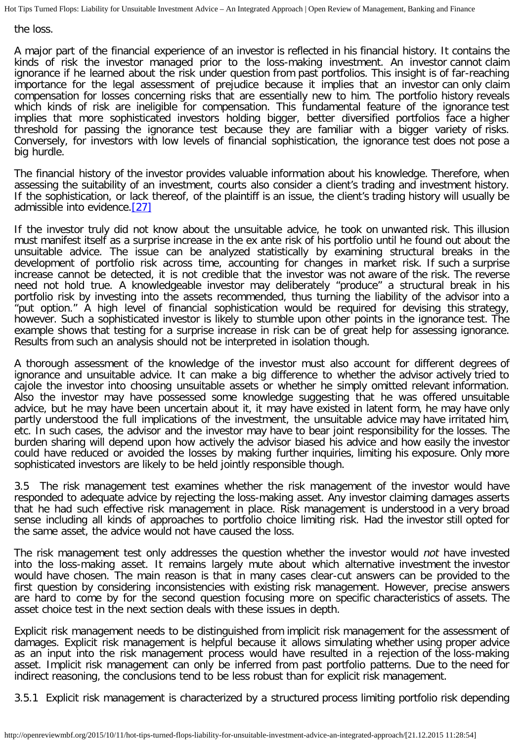the loss.

A major part of the financial experience of an investor is reflected in his financial history. It contains the kinds of risk the investor managed prior to the loss-making investment. An investor cannot claim ignorance if he learned about the risk under question from past portfolios. This insight is of far-reaching importance for the legal assessment of prejudice because it implies that an investor can only claim compensation for losses concerning risks that are essentially new to him. The portfolio history reveals which kinds of risk are ineligible for compensation. This fundamental feature of the ignorance test implies that more sophisticated investors holding bigger, better diversified portfolios face a higher threshold for passing the ignorance test because they are familiar with a bigger variety of risks. Conversely, for investors with low levels of financial sophistication, the ignorance test does not pose a big hurdle.

The financial history of the investor provides valuable information about his knowledge. Therefore, when assessing the suitability of an investment, courts also consider a client's trading and investment history. If the sophistication, or lack thereof, of the plaintiff is an issue, the client's trading history will usually be admissible into evidence.[27]

If the investor truly did not know about the unsuitable advice, he took on unwanted risk. This illusion must manifest itself as a surprise increase in the ex ante risk of his portfolio until he found out about the unsuitable advice. The issue can be analyzed statistically by examining structural breaks in the development of portfolio risk across time, accounting for changes in market risk. If such a surprise increase cannot be detected, it is not credible that the investor was not aware of the risk. The reverse need not hold true. A knowledgeable investor may deliberately "produce" a structural break in his portfolio risk by investing into the assets recommended, thus turning the liability of the advisor into a "put option." A high level of financial sophistication would be required for devising this strategy, however. Such a sophisticated investor is likely to stumble upon other points in the ignorance test. The example shows that testing for a surprise increase in risk can be of great help for assessing ignorance. Results from such an analysis should not be interpreted in isolation though.

A thorough assessment of the knowledge of the investor must also account for different degrees of ignorance and unsuitable advice. It can make a big difference to whether the advisor actively tried to cajole the investor into choosing unsuitable assets or whether he simply omitted relevant information. Also the investor may have possessed some knowledge suggesting that he was offered unsuitable advice, but he may have been uncertain about it, it may have existed in latent form, he may have only partly understood the full implications of the investment, the unsuitable advice may have irritated him, etc. In such cases, the advisor and the investor may have to bear joint responsibility for the losses. The burden sharing will depend upon how actively the advisor biased his advice and how easily the investor could have reduced or avoided the losses by making further inquiries, limiting his exposure. Only more sophisticated investors are likely to be held jointly responsible though.

3.5 The risk management test examines whether the risk management of the investor would have responded to adequate advice by rejecting the loss-making asset. Any investor claiming damages asserts that he had such effective risk management in place. Risk management is understood in a very broad sense including all kinds of approaches to portfolio choice limiting risk. Had the investor still opted for the same asset, the advice would not have caused the loss.

The risk management test only addresses the question whether the investor would *not* have invested into the loss-making asset. It remains largely mute about which alternative investment the investor would have chosen. The main reason is that in many cases clear-cut answers can be provided to the first question by considering inconsistencies with existing risk management. However, precise answers are hard to come by for the second question focusing more on specific characteristics of assets. The asset choice test in the next section deals with these issues in depth.

Explicit risk management needs to be distinguished from implicit risk management for the assessment of damages. Explicit risk management is helpful because it allows simulating whether using proper advice as an input into the risk management process would have resulted in a rejection of the loss-making asset. Implicit risk management can only be inferred from past portfolio patterns. Due to the need for indirect reasoning, the conclusions tend to be less robust than for explicit risk management.

3.5.1 Explicit risk management is characterized by a structured process limiting portfolio risk depending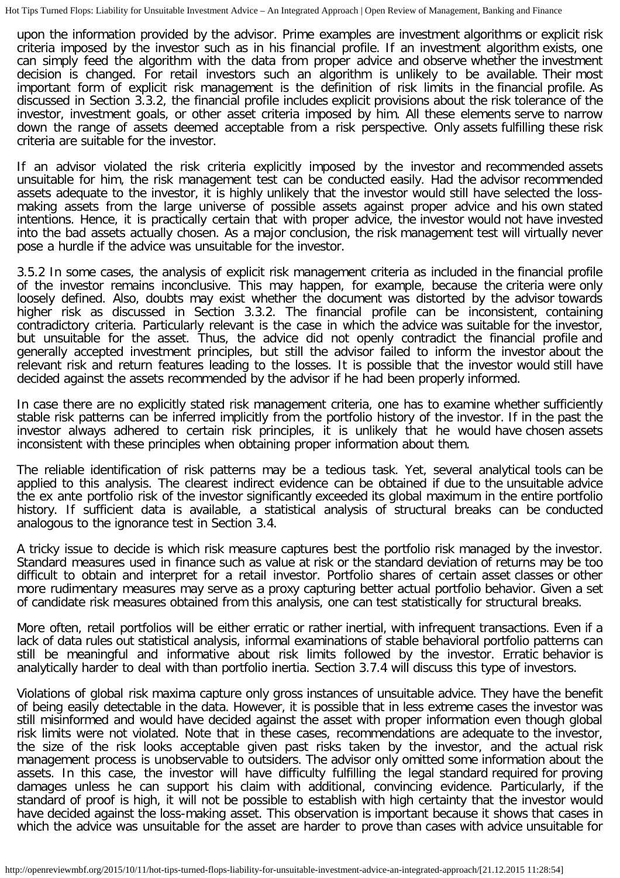upon the information provided by the advisor. Prime examples are investment algorithms or explicit risk criteria imposed by the investor such as in his financial profile. If an investment algorithm exists, one can simply feed the algorithm with the data from proper advice and observe whether the investment decision is changed. For retail investors such an algorithm is unlikely to be available. Their most important form of explicit risk management is the definition of risk limits in the financial profile. As discussed in Section 3.3.2, the financial profile includes explicit provisions about the risk tolerance of the investor, investment goals, or other asset criteria imposed by him. All these elements serve to narrow down the range of assets deemed acceptable from a risk perspective. Only assets fulfilling these risk criteria are suitable for the investor.

If an advisor violated the risk criteria explicitly imposed by the investor and recommended assets unsuitable for him, the risk management test can be conducted easily. Had the advisor recommended assets adequate to the investor, it is highly unlikely that the investor would still have selected the loss-making assets from the large universe of possible assets against proper advice and his own stated intentions. Hence, it is practically certain that with proper advice, the investor would not have invested into the bad assets actually chosen. As a major conclusion, the risk management test will virtually never pose a hurdle if the advice was unsuitable for the investor.

3.5.2 In some cases, the analysis of explicit risk management criteria as included in the financial profile of the investor remains inconclusive. This may happen, for example, because the criteria were only loosely defined. Also, doubts may exist whether the document was distorted by the advisor towards higher risk as discussed in Section 3.3.2. The financial profile can be inconsistent, containing contradictory criteria. Particularly relevant is the case in which the advice was suitable for the investor, but unsuitable for the asset. Thus, the advice did not openly contradict the financial profile and generally accepted investment principles, but still the advisor failed to inform the investor about the relevant risk and return features leading to the losses. It is possible that the investor would still have decided against the assets recommended by the advisor if he had been properly informed.

In case there are no explicitly stated risk management criteria, one has to examine whether sufficiently stable risk patterns can be inferred implicitly from the portfolio history of the investor. If in the past the investor always adhered to certain risk principles, it is unlikely that he would have chosen assets inconsistent with these principles when obtaining proper information about them.

The reliable identification of risk patterns may be a tedious task. Yet, several analytical tools can be applied to this analysis. The clearest indirect evidence can be obtained if due to the unsuitable advice the ex ante portfolio risk of the investor significantly exceeded its global maximum in the entire portfolio history. If sufficient data is available, a statistical analysis of structural breaks can be conducted analogous to the ignorance test in Section 3.4.

A tricky issue to decide is which risk measure captures best the portfolio risk managed by the investor. Standard measures used in finance such as value at risk or the standard deviation of returns may be too difficult to obtain and interpret for a retail investor. Portfolio shares of certain asset classes or other more rudimentary measures may serve as a proxy capturing better actual portfolio behavior. Given a set of candidate risk measures obtained from this analysis, one can test statistically for structural breaks.

More often, retail portfolios will be either erratic or rather inertial, with infrequent transactions. Even if a lack of data rules out statistical analysis, informal examinations of stable behavioral portfolio patterns can still be meaningful and informative about risk limits followed by the investor. Erratic behavior is analytically harder to deal with than portfolio inertia. Section 3.7.4 will discuss this type of investors.

Violations of global risk maxima capture only gross instances of unsuitable advice. They have the benefit of being easily detectable in the data. However, it is possible that in less extreme cases the investor was still misinformed and would have decided against the asset with proper information even though global risk limits were not violated. Note that in these cases, recommendations are adequate to the investor, the size of the risk looks acceptable given past risks taken by the investor, and the actual risk management process is unobservable to outsiders. The advisor only omitted some information about the assets. In this case, the investor will have difficulty fulfilling the legal standard required for proving damages unless he can support his claim with additional, convincing evidence. Particularly, if the standard of proof is high, it will not be possible to establish with high certainty that the investor would have decided against the loss-making asset. This observation is important because it shows that cases in which the advice was unsuitable for the asset are harder to prove than cases with advice unsuitable for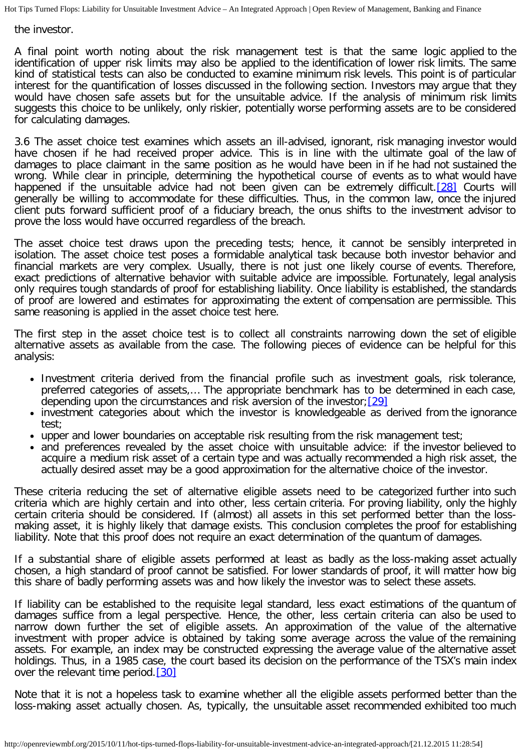the investor.

A final point worth noting about the risk management test is that the same logic applied to the identification of upper risk limits may also be applied to the identification of lower risk limits. The same kind of statistical tests can also be conducted to examine minimum risk levels. This point is of particular interest for the quantification of losses discussed in the following section. Investors may argue that they would have chosen safe assets but for the unsuitable advice. If the analysis of minimum risk limits suggests this choice to be unlikely, only riskier, potentially worse performing assets are to be considered for calculating damages.

3.6 The asset choice test examines which assets an ill-advised, ignorant, risk managing investor would have chosen if he had received proper advice. This is in line with the ultimate goal of the law of damages to place claimant in the same position as he would have been in if he had not sustained the wrong. While clear in principle, determining the hypothetical course of events as to what would have happened if the unsuitable advice had not been given can be extremely difficult.[28] Courts will generally be willing to accommodate for these difficulties. Thus, in the common law, once the injured client puts forward sufficient proof of a fiduciary breach, the onus shifts to the investment advisor to prove the loss would have occurred regardless of the breach.

The asset choice test draws upon the preceding tests; hence, it cannot be sensibly interpreted in isolation. The asset choice test poses a formidable analytical task because both investor behavior and financial markets are very complex. Usually, there is not just one likely course of events. Therefore, exact predictions of alternative behavior with suitable advice are impossible. Fortunately, legal analysis only requires tough standards of proof for establishing liability. Once liability is established, the standards of proof are lowered and estimates for approximating the extent of compensation are permissible. This same reasoning is applied in the asset choice test here.

The first step in the asset choice test is to collect all constraints narrowing down the set of eligible alternative assets as available from the case. The following pieces of evidence can be helpful for this analysis:

- Investment criteria derived from the financial profile such as investment goals, risk tolerance, preferred categories of assets,… The appropriate benchmark has to be determined in each case, depending upon the circumstances and risk aversion of the investor;[29]
- investment categories about which the investor is knowledgeable as derived from the ignorance test;
- upper and lower boundaries on acceptable risk resulting from the risk management test;
- and preferences revealed by the asset choice with unsuitable advice: if the investor believed to acquire a medium risk asset of a certain type and was actually recommended a high risk asset, the actually desired asset may be a good approximation for the alternative choice of the investor.

These criteria reducing the set of alternative eligible assets need to be categorized further into such criteria which are highly certain and into other, less certain criteria. For proving liability, only the highly certain criteria should be considered. If (almost) all assets in this set performed better than the loss-making asset, it is highly likely that damage exists. This conclusion completes the proof for establishing liability. Note that this proof does not require an exact determination of the quantum of damages.

If a substantial share of eligible assets performed at least as badly as the loss-making asset actually chosen, a high standard of proof cannot be satisfied. For lower standards of proof, it will matter how big this share of badly performing assets was and how likely the investor was to select these assets.

If liability can be established to the requisite legal standard, less exact estimations of the quantum of damages suffice from a legal perspective. Hence, the other, less certain criteria can also be used to narrow down further the set of eligible assets. An approximation of the value of the alternative investment with proper advice is obtained by taking some average across the value of the remaining assets. For example, an index may be constructed expressing the average value of the alternative asset holdings. Thus, in a 1985 case, the court based its decision on the performance of the TSX's main index over the relevant time period.[30]

Note that it is not a hopeless task to examine whether all the eligible assets performed better than the loss-making asset actually chosen. As, typically, the unsuitable asset recommended exhibited too much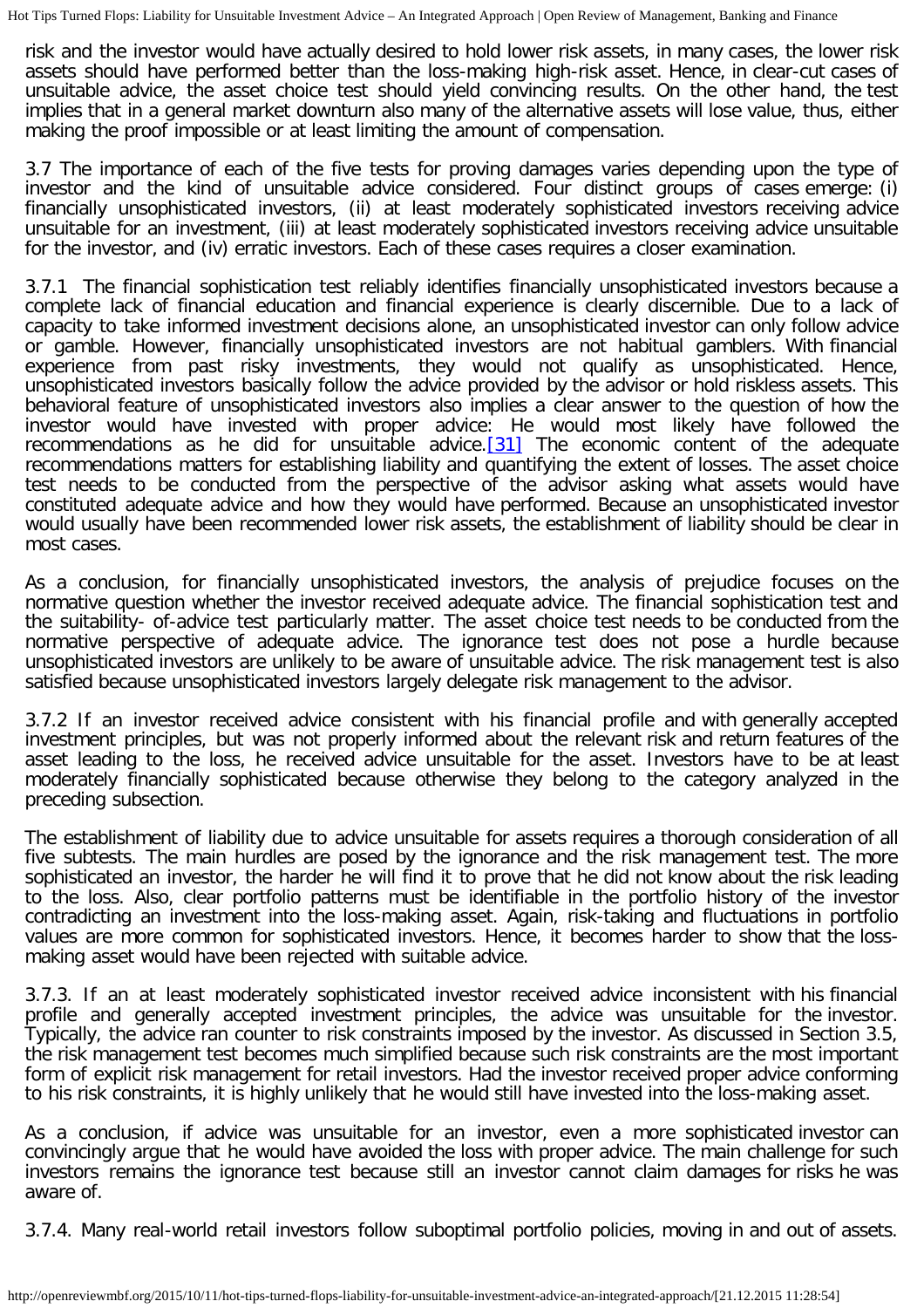risk and the investor would have actually desired to hold lower risk assets, in many cases, the lower risk assets should have performed better than the loss-making high-risk asset. Hence, in clear-cut cases of unsuitable advice, the asset choice test should yield convincing results. On the other hand, the test implies that in a general market downturn also many of the alternative assets will lose value, thus, either making the proof impossible or at least limiting the amount of compensation.

3.7 The importance of each of the five tests for proving damages varies depending upon the type of investor and the kind of unsuitable advice considered. Four distinct groups of cases emerge: (i) financially unsophisticated investors, (ii) at least moderately sophisticated investors receiving advice unsuitable for an investment, (iii) at least moderately sophisticated investors receiving advice unsuitable for the investor, and (iv) erratic investors. Each of these cases requires a closer examination.

3.7.1 The financial sophistication test reliably identifies financially unsophisticated investors because a complete lack of financial education and financial experience is clearly discernible. Due to a lack of capacity to take informed investment decisions alone, an unsophisticated investor can only follow advice or gamble. However, financially unsophisticated investors are not habitual gamblers. With financial experience from past risky investments, they would not qualify as unsophisticated. Hence, unsophisticated investors basically follow the advice provided by the advisor or hold riskless assets. This behavioral feature of unsophisticated investors also implies a clear answer to the question of how the investor would have invested with proper advice: He would most likely have followed the recommendations as he did for unsuitable advice.[31] The economic content of the adequate recommendations matters for establishing liability and quantifying the extent of losses. The asset choice test needs to be conducted from the perspective of the advisor asking what assets would have constituted adequate advice and how they would have performed. Because an unsophisticated investor would usually have been recommended lower risk assets, the establishment of liability should be clear in most cases.

As a conclusion, for financially unsophisticated investors, the analysis of prejudice focuses on the normative question whether the investor received adequate advice. The financial sophistication test and the suitability- of-advice test particularly matter. The asset choice test needs to be conducted from the normative perspective of adequate advice. The ignorance test does not pose a hurdle because unsophisticated investors are unlikely to be aware of unsuitable advice. The risk management test is also satisfied because unsophisticated investors largely delegate risk management to the advisor.

3.7.2 If an investor received advice consistent with his financial profile and with generally accepted investment principles, but was not properly informed about the relevant risk and return features of the asset leading to the loss, he received advice unsuitable for the asset. Investors have to be at least moderately financially sophisticated because otherwise they belong to the category analyzed in the preceding subsection.

The establishment of liability due to advice unsuitable for assets requires a thorough consideration of all five subtests. The main hurdles are posed by the ignorance and the risk management test. The more sophisticated an investor, the harder he will find it to prove that he did not know about the risk leading to the loss. Also, clear portfolio patterns must be identifiable in the portfolio history of the investor contradicting an investment into the loss-making asset. Again, risk-taking and fluctuations in portfolio values are more common for sophisticated investors. Hence, it becomes harder to show that the loss-making asset would have been rejected with suitable advice.

3.7.3. If an at least moderately sophisticated investor received advice inconsistent with his financial profile and generally accepted investment principles, the advice was unsuitable for the investor. Typically, the advice ran counter to risk constraints imposed by the investor. As discussed in Section 3.5, the risk management test becomes much simplified because such risk constraints are the most important form of explicit risk management for retail investors. Had the investor received proper advice conforming to his risk constraints, it is highly unlikely that he would still have invested into the loss-making asset.

As a conclusion, if advice was unsuitable for an investor, even a more sophisticated investor can convincingly argue that he would have avoided the loss with proper advice. The main challenge for such investors remains the ignorance test because still an investor cannot claim damages for risks he was aware of.

3.7.4. Many real-world retail investors follow suboptimal portfolio policies, moving in and out of assets.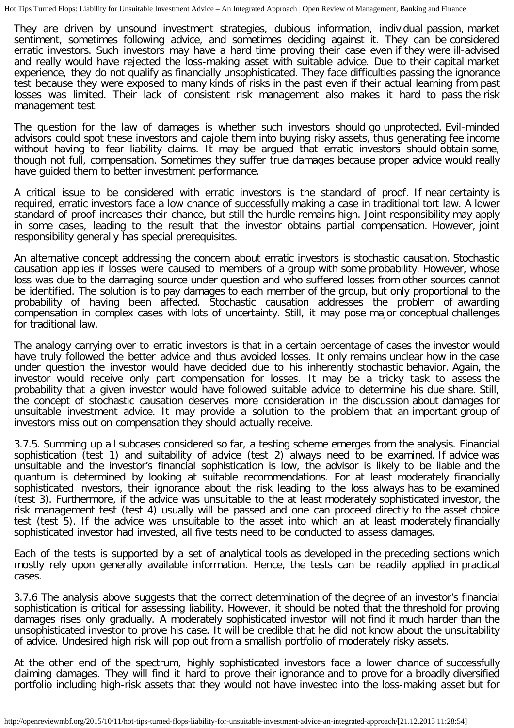They are driven by unsound investment strategies, dubious information, individual passion, market sentiment, sometimes following advice, and sometimes deciding against it. They can be considered erratic investors. Such investors may have a hard time proving their case even if they were ill-advised and really would have rejected the loss-making asset with suitable advice. Due to their capital market experience, they do not qualify as financially unsophisticated. They face difficulties passing the ignorance test because they were exposed to many kinds of risks in the past even if their actual learning from past losses was limited. Their lack of consistent risk management also makes it hard to pass the risk management test.

The question for the law of damages is whether such investors should go unprotected. Evil-minded advisors could spot these investors and cajole them into buying risky assets, thus generating fee income without having to fear liability claims. It may be argued that erratic investors should obtain some, though not full, compensation. Sometimes they suffer true damages because proper advice would really have guided them to better investment performance.

A critical issue to be considered with erratic investors is the standard of proof. If near certainty is required, erratic investors face a low chance of successfully making a case in traditional tort law. A lower standard of proof increases their chance, but still the hurdle remains high. Joint responsibility may apply in some cases, leading to the result that the investor obtains partial compensation. However, joint responsibility generally has special prerequisites.

An alternative concept addressing the concern about erratic investors is stochastic causation. Stochastic causation applies if losses were caused to members of a group with some probability. However, whose loss was due to the damaging source under question and who suffered losses from other sources cannot be identified. The solution is to pay damages to each member of the group, but only proportional to the probability of having been affected. Stochastic causation addresses the problem of awarding compensation in complex cases with lots of uncertainty. Still, it may pose major conceptual challenges for traditional law.

The analogy carrying over to erratic investors is that in a certain percentage of cases the investor would have truly followed the better advice and thus avoided losses. It only remains unclear how in the case under question the investor would have decided due to his inherently stochastic behavior. Again, the investor would receive only part compensation for losses. It may be a tricky task to assess the probability that a given investor would have followed suitable advice to determine his due share. Still, the concept of stochastic causation deserves more consideration in the discussion about damages for unsuitable investment advice. It may provide a solution to the problem that an important group of investors miss out on compensation they should actually receive.

3.7.5. Summing up all subcases considered so far, a testing scheme emerges from the analysis. Financial sophistication (test 1) and suitability of advice (test 2) always need to be examined. If advice was unsuitable and the investor's financial sophistication is low, the advisor is likely to be liable and the quantum is determined by looking at suitable recommendations. For at least moderately financially sophisticated investors, their ignorance about the risk leading to the loss always has to be examined (test 3). Furthermore, if the advice was unsuitable to the at least moderately sophisticated investor, the risk management test (test 4) usually will be passed and one can proceed directly to the asset choice test (test 5). If the advice was unsuitable to the asset into which an at least moderately financially sophisticated investor had invested, all five tests need to be conducted to assess damages.

Each of the tests is supported by a set of analytical tools as developed in the preceding sections which mostly rely upon generally available information. Hence, the tests can be readily applied in practical cases.

3.7.6 The analysis above suggests that the correct determination of the degree of an investor's financial sophistication is critical for assessing liability. However, it should be noted that the threshold for proving damages rises only gradually. A moderately sophisticated investor will not find it much harder than the unsophisticated investor to prove his case. It will be credible that he did not know about the unsuitability of advice. Undesired high risk will pop out from a smallish portfolio of moderately risky assets.

At the other end of the spectrum, highly sophisticated investors face a lower chance of successfully claiming damages. They will find it hard to prove their ignorance and to prove for a broadly diversified portfolio including high-risk assets that they would not have invested into the loss-making asset but for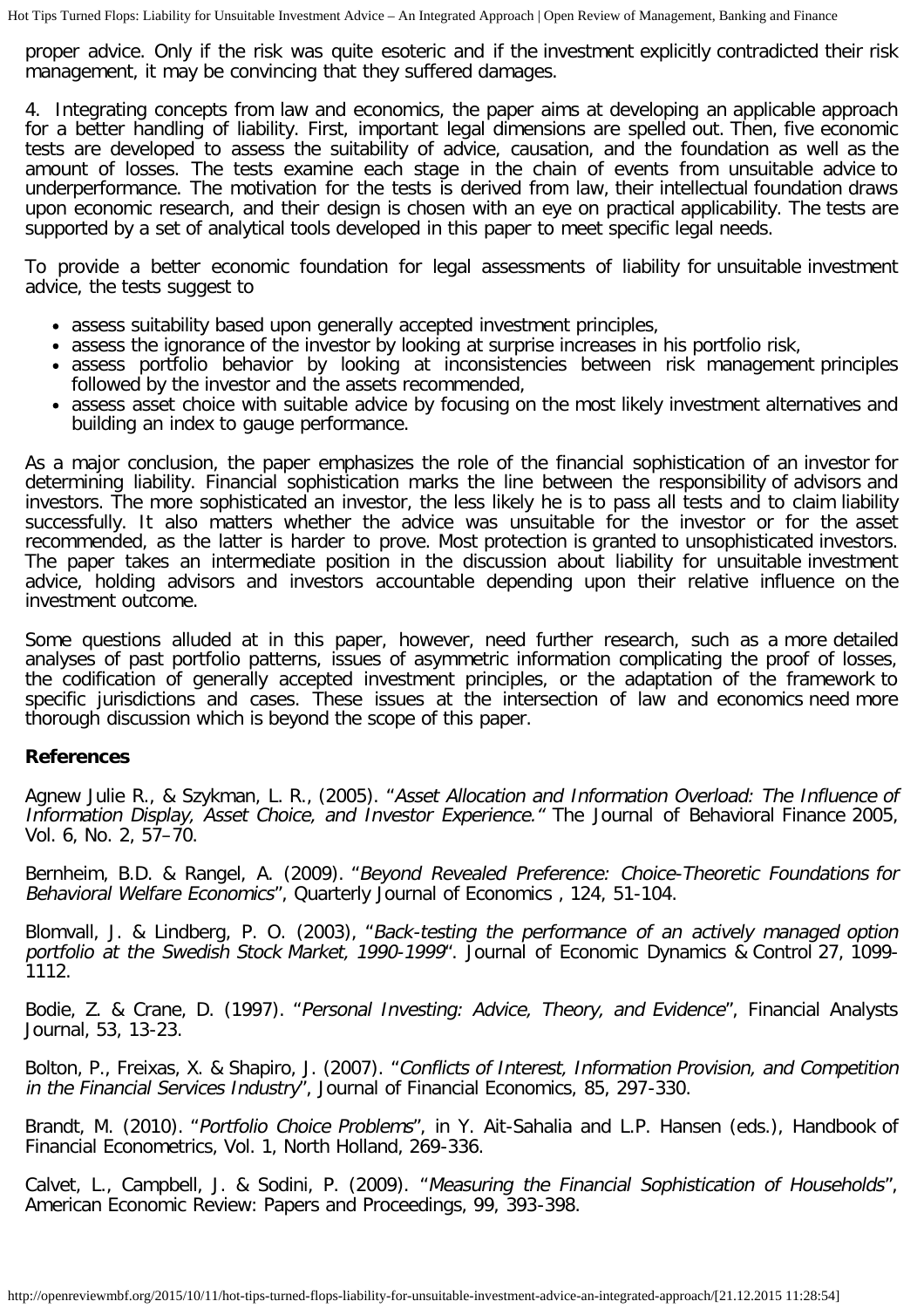proper advice. Only if the risk was quite esoteric and if the investment explicitly contradicted their risk management, it may be convincing that they suffered damages.

4. Integrating concepts from law and economics, the paper aims at developing an applicable approach for a better handling of liability. First, important legal dimensions are spelled out. Then, five economic tests are developed to assess the suitability of advice, causation, and the foundation as well as the amount of losses. The tests examine each stage in the chain of events from unsuitable advice to underperformance. The motivation for the tests is derived from law, their intellectual foundation draws upon economic research, and their design is chosen with an eye on practical applicability. The tests are supported by a set of analytical tools developed in this paper to meet specific legal needs.

To provide a better economic foundation for legal assessments of liability for unsuitable investment advice, the tests suggest to

- assess suitability based upon generally accepted investment principles,
- assess the ignorance of the investor by looking at surprise increases in his portfolio risk,
- assess portfolio behavior by looking at inconsistencies between risk management principles followed by the investor and the assets recommended,
- assess asset choice with suitable advice by focusing on the most likely investment alternatives and building an index to gauge performance.

As a major conclusion, the paper emphasizes the role of the financial sophistication of an investor for determining liability. Financial sophistication marks the line between the responsibility of advisors and investors. The more sophisticated an investor, the less likely he is to pass all tests and to claim liability successfully. It also matters whether the advice was unsuitable for the investor or for the asset recommended, as the latter is harder to prove. Most protection is granted to unsophisticated investors. The paper takes an intermediate position in the discussion about liability for unsuitable investment advice, holding advisors and investors accountable depending upon their relative influence on the investment outcome.

Some questions alluded at in this paper, however, need further research, such as a more detailed analyses of past portfolio patterns, issues of asymmetric information complicating the proof of losses, the codification of generally accepted investment principles, or the adaptation of the framework to specific jurisdictions and cases. These issues at the intersection of law and economics need more thorough discussion which is beyond the scope of this paper.

**References**

Agnew Julie R., & Szykman, L. R., (2005). "*Asset Allocation and Information Overload: The Influence of Information Display, Asset Choice, and Investor Experience.*" The Journal of Behavioral Finance 2005, Vol. 6, No. 2, 57–70.

Bernheim, B.D. & Rangel, A. (2009). "*Beyond Revealed Preference: Choice-Theoretic Foundations for Behavioral Welfare Economics*", Quarterly Journal of Economics , 124, 51-104.

Blomvall, J. & Lindberg, P. O. (2003), "*Back-testing the performance of an actively managed option portfolio at the Swedish Stock Market, 1990-1999*". Journal of Economic Dynamics & Control 27, 1099-1112.

Bodie, Z. & Crane, D. (1997). "*Personal Investing: Advice, Theory, and Evidence*", Financial Analysts Journal, 53, 13-23.

Bolton, P., Freixas, X. & Shapiro, J. (2007). "*Conflicts of Interest, Information Provision, and Competition in the Financial Services Industry*", Journal of Financial Economics, 85, 297-330.

Brandt, M. (2010). "*Portfolio Choice Problems*", in Y. Ait-Sahalia and L.P. Hansen (eds.), Handbook of Financial Econometrics, Vol. 1, North Holland, 269-336.

Calvet, L., Campbell, J. & Sodini, P. (2009). "*Measuring the Financial Sophistication of Households*", American Economic Review: Papers and Proceedings, 99, 393-398.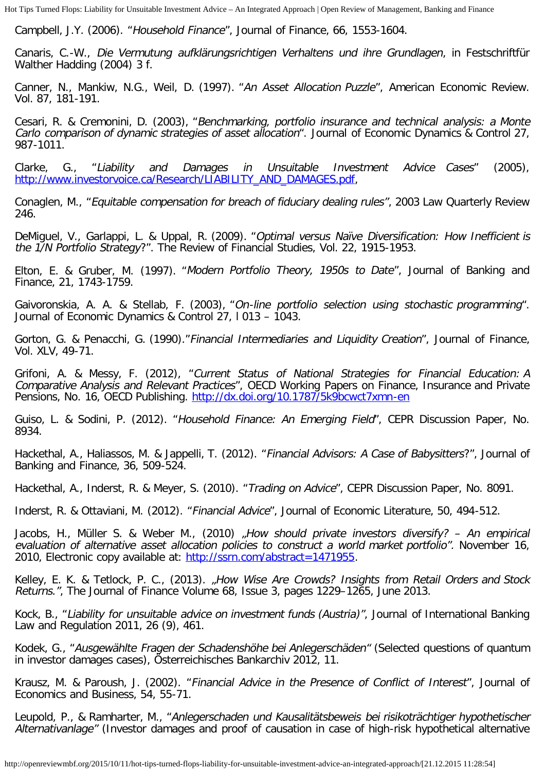Campbell, J.Y. (2006). "*Household Finance*", Journal of Finance, 66, 1553-1604.

Canaris, C.-W., *Die Vermutung aufklärungsrichtigen Verhaltens und ihre Grundlagen*, in Festschriftfür Walther Hadding (2004) 3 f.

Canner, N., Mankiw, N.G., Weil, D. (1997). "*An Asset Allocation Puzzle*", American Economic Review. Vol. 87, 181-191.

Cesari, R. & Cremonini, D. (2003), "*Benchmarking, portfolio insurance and technical analysis: a Monte Carlo comparison of dynamic strategies of asset allocation*". Journal of Economic Dynamics & Control 27, 987-1011.

Clarke, G., "*Liability and Damages in Unsuitable Investment Advice Cases*" (2005), [http://www.investorvoice.ca/Research/LIABILITY_AND_DAMAGES.pdf](http://www.investorvoice.ca/Research/LIABILITY_AND_DAMAGES.pdf),

Conaglen, M., "*Equitable compensation for breach of fiduciary dealing rules*", 2003 Law Quarterly Review 246.

DeMiguel, V., Garlappi, L. & Uppal, R. (2009). "*Optimal versus Naïve Diversification: How Inefficient is the 1/N Portfolio Strategy*?". The Review of Financial Studies, Vol. 22, 1915-1953.

Elton, E. & Gruber, M. (1997). "*Modern Portfolio Theory, 1950s to Date*", Journal of Banking and Finance, 21, 1743-1759.

Gaivoronskia, A. A. & Stellab, F. (2003), "*On-line portfolio selection using stochastic programming*". Journal of Economic Dynamics & Control 27, l 013 – 1043.

Gorton, G. & Penacchi, G. (1990)."*Financial Intermediaries and Liquidity Creation*", Journal of Finance, Vol. XLV, 49-71.

Grifoni, A. & Messy, F. (2012), "*Current Status of National Strategies for Financial Education: A Comparative Analysis and Relevant Practices*", OECD Working Papers on Finance, Insurance and Private Pensions, No. 16, OECD Publishing. [http://dx.doi.org/10.1787/5k9bcwct7xmn-en](http://dx.doi.org/10.1787/5k9bcwct7xmn-en)

Guiso, L. & Sodini, P. (2012). "*Household Finance: An Emerging Field*", CEPR Discussion Paper, No. 8934.

Hackethal, A., Haliassos, M. & Jappelli, T. (2012). "*Financial Advisors: A Case of Babysitters*?", Journal of Banking and Finance, 36, 509-524.

Hackethal, A., Inderst, R. & Meyer, S. (2010). "*Trading on Advice*", CEPR Discussion Paper, No. 8091.

Inderst, R. & Ottaviani, M. (2012). "*Financial Advice*", Journal of Economic Literature, 50, 494-512.

Jacobs, H., Müller S. & Weber M., (2010) *„How should private investors diversify? – An empirical evaluation of alternative asset allocation policies to construct a world market portfolio".* November 16, 2010, Electronic copy available at: [http://ssrn.com/abstract=1471955](http://ssrn.com/abstract=1471955).

Kelley, E. K. & Tetlock, P. C., (2013). *„How Wise Are Crowds? Insights from Retail Orders and Stock Returns."*, The Journal of Finance Volume 68, Issue 3, pages 1229–1265, June 2013.

Kock, B., "*Liability for unsuitable advice on investment funds (Austria)*", Journal of International Banking Law and Regulation 2011, 26 (9), 461.

Kodek, G., "*Ausgewählte Fragen der Schadenshöhe bei Anlegerschäden*" (Selected questions of quantum in investor damages cases), Österreichisches Bankarchiv 2012, 11.

Krausz, M. & Paroush, J. (2002). "*Financial Advice in the Presence of Conflict of Interest*", Journal of Economics and Business, 54, 55-71.

Leupold, P., & Ramharter, M., "*Anlegerschaden und Kausalitätsbeweis bei risikoträchtiger hypothetischer Alternativanlage*" (Investor damages and proof of causation in case of high-risk hypothetical alternative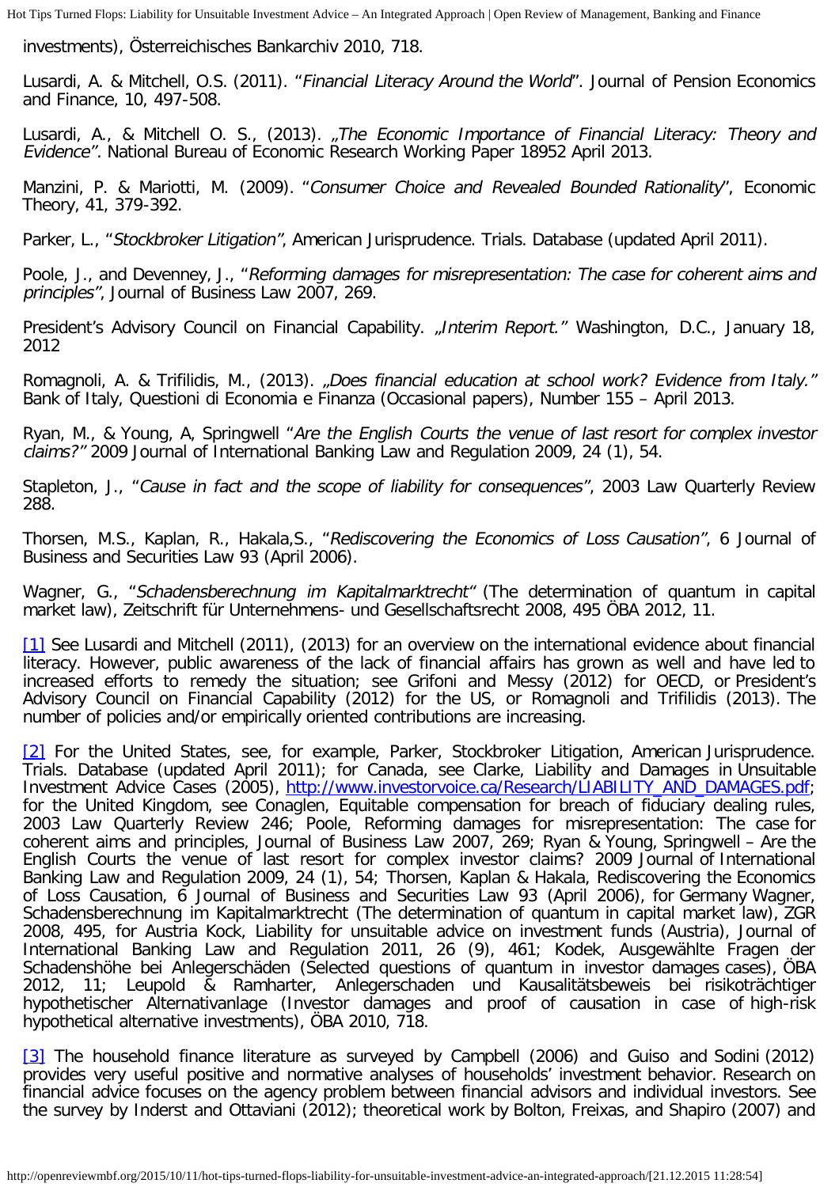investments), Österreichisches Bankarchiv 2010, 718.

Lusardi, A. & Mitchell, O.S. (2011). "*Financial Literacy Around the World*". Journal of Pension Economics and Finance, 10, 497-508.

Lusardi, A., & Mitchell O. S., (2013). „*The Economic Importance of Financial Literacy: Theory and Evidence*". National Bureau of Economic Research Working Paper 18952 April 2013.

Manzini, P. & Mariotti, M. (2009). "*Consumer Choice and Revealed Bounded Rationality*", Economic Theory, 41, 379-392.

Parker, L., "*Stockbroker Litigation*", American Jurisprudence. Trials. Database (updated April 2011).

Poole, J., and Devenney, J., "*Reforming damages for misrepresentation: The case for coherent aims and principles*", Journal of Business Law 2007, 269.

President's Advisory Council on Financial Capability. „*Interim Report.*" Washington, D.C., January 18, 2012

Romagnoli, A. & Trifilidis, M., (2013). „*Does financial education at school work? Evidence from Italy.*" Bank of Italy, Questioni di Economia e Finanza (Occasional papers), Number 155 – April 2013.

Ryan, M., & Young, A, Springwell "*Are the English Courts the venue of last resort for complex investor claims?*" 2009 Journal of International Banking Law and Regulation 2009, 24 (1), 54.

Stapleton, J., "*Cause in fact and the scope of liability for consequences*", 2003 Law Quarterly Review 288.

Thorsen, M.S., Kaplan, R., Hakala,S., "*Rediscovering the Economics of Loss Causation*", 6 Journal of Business and Securities Law 93 (April 2006).

Wagner, G., "*Schadensberechnung im Kapitalmarktrecht*" (The determination of quantum in capital market law), Zeitschrift für Unternehmens- und Gesellschaftsrecht 2008, 495 ÖBA 2012, 11.

[1] See Lusardi and Mitchell (2011), (2013) for an overview on the international evidence about financial literacy. However, public awareness of the lack of financial affairs has grown as well and have led to increased efforts to remedy the situation; see Grifoni and Messy (2012) for OECD, or President's Advisory Council on Financial Capability (2012) for the US, or Romagnoli and Trifilidis (2013). The number of policies and/or empirically oriented contributions are increasing.

[2] For the United States, see, for example, Parker, Stockbroker Litigation, American Jurisprudence. Trials. Database (updated April 2011); for Canada, see Clarke, Liability and Damages in Unsuitable Investment Advice Cases (2005), http://www.investorvoice.ca/Research/LIABILITY_AND_DAMAGES.pdf; for the United Kingdom, see Conaglen, Equitable compensation for breach of fiduciary dealing rules, 2003 Law Quarterly Review 246; Poole, Reforming damages for misrepresentation: The case for coherent aims and principles, Journal of Business Law 2007, 269; Ryan & Young, Springwell – Are the English Courts the venue of last resort for complex investor claims? 2009 Journal of International Banking Law and Regulation 2009, 24 (1), 54; Thorsen, Kaplan & Hakala, Rediscovering the Economics of Loss Causation, 6 Journal of Business and Securities Law 93 (April 2006), for Germany Wagner, Schadensberechnung im Kapitalmarktrecht (The determination of quantum in capital market law), ZGR 2008, 495, for Austria Kock, Liability for unsuitable advice on investment funds (Austria), Journal of International Banking Law and Regulation 2011, 26 (9), 461; Kodek, Ausgewählte Fragen der Schadenshöhe bei Anlegerschäden (Selected questions of quantum in investor damages cases), ÖBA 2012, 11; Leupold & Ramharter, Anlegerschaden und Kausalitätsbeweis bei risikoträchtiger hypothetischer Alternativanlage (Investor damages and proof of causation in case of high-risk hypothetical alternative investments), ÖBA 2010, 718.

[3] The household finance literature as surveyed by Campbell (2006) and Guiso and Sodini (2012) provides very useful positive and normative analyses of households' investment behavior. Research on financial advice focuses on the agency problem between financial advisors and individual investors. See the survey by Inderst and Ottaviani (2012); theoretical work by Bolton, Freixas, and Shapiro (2007) and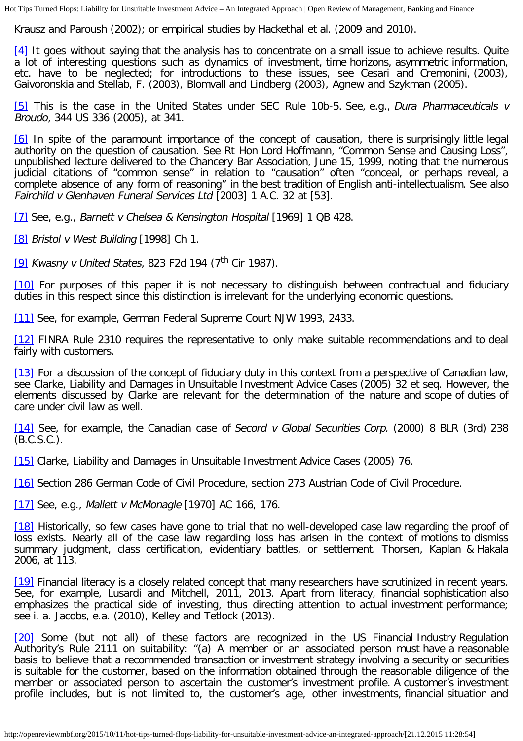Krausz and Paroush (2002); or empirical studies by Hackethal et al. (2009 and 2010).

[4] It goes without saying that the analysis has to concentrate on a small issue to achieve results. Quite a lot of interesting questions such as dynamics of investment, time horizons, asymmetric information, etc. have to be neglected; for introductions to these issues, see Cesari and Cremonini, (2003), Gaivoronskia and Stellab, F. (2003), Blomvall and Lindberg (2003), Agnew and Szykman (2005).

[5] This is the case in the United States under SEC Rule 10b-5. See, e.g., *Dura Pharmaceuticals v Broudo*, 344 US 336 (2005), at 341.

[6] In spite of the paramount importance of the concept of causation, there is surprisingly little legal authority on the question of causation. See Rt Hon Lord Hoffmann, "Common Sense and Causing Loss", unpublished lecture delivered to the Chancery Bar Association, June 15, 1999, noting that the numerous judicial citations of "common sense" in relation to "causation" often "conceal, or perhaps reveal, a complete absence of any form of reasoning" in the best tradition of English anti-intellectualism. See also *Fairchild v Glenhaven Funeral Services Ltd* [2003] 1 A.C. 32 at [53].

[7] See, e.g., *Barnett v Chelsea & Kensington Hospital* [1969] 1 QB 428.

[8] *Bristol v West Building* [1998] Ch 1.

[9] *Kwasny v United States*, 823 F2d 194 (7th Cir 1987).

[10] For purposes of this paper it is not necessary to distinguish between contractual and fiduciary duties in this respect since this distinction is irrelevant for the underlying economic questions.

[11] See, for example, German Federal Supreme Court NJW 1993, 2433.

[12] FINRA Rule 2310 requires the representative to only make suitable recommendations and to deal fairly with customers.

[13] For a discussion of the concept of fiduciary duty in this context from a perspective of Canadian law, see Clarke, Liability and Damages in Unsuitable Investment Advice Cases (2005) 32 et seq. However, the elements discussed by Clarke are relevant for the determination of the nature and scope of duties of care under civil law as well.

[14] See, for example, the Canadian case of *Secord v Global Securities Corp.* (2000) 8 BLR (3rd) 238 (B.C.S.C.).

[15] Clarke, Liability and Damages in Unsuitable Investment Advice Cases (2005) 76.

[16] Section 286 German Code of Civil Procedure, section 273 Austrian Code of Civil Procedure.

[17] See, e.g., *Mallett v McMonagle* [1970] AC 166, 176.

[18] Historically, so few cases have gone to trial that no well-developed case law regarding the proof of loss exists. Nearly all of the case law regarding loss has arisen in the context of motions to dismiss summary judgment, class certification, evidentiary battles, or settlement. Thorsen, Kaplan & Hakala 2006, at 113.

[19] Financial literacy is a closely related concept that many researchers have scrutinized in recent years. See, for example, Lusardi and Mitchell, 2011, 2013. Apart from literacy, financial sophistication also emphasizes the practical side of investing, thus directing attention to actual investment performance; see i. a. Jacobs, e.a. (2010), Kelley and Tetlock (2013).

[20] Some (but not all) of these factors are recognized in the US Financial Industry Regulation Authority's Rule 2111 on suitability: "(a) A member or an associated person must have a reasonable basis to believe that a recommended transaction or investment strategy involving a security or securities is suitable for the customer, based on the information obtained through the reasonable diligence of the member or associated person to ascertain the customer's investment profile. A customer's investment profile includes, but is not limited to, the customer's age, other investments, financial situation and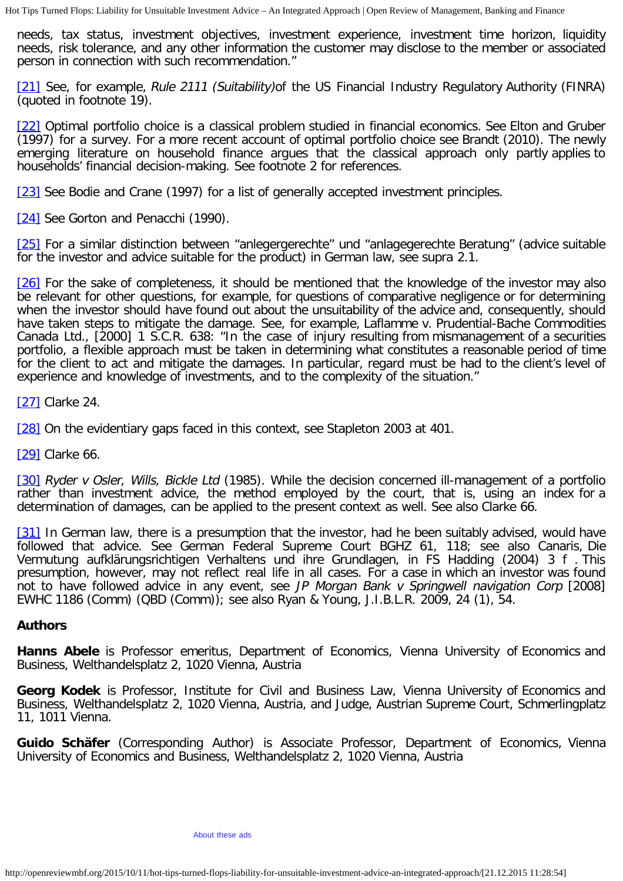needs, tax status, investment objectives, investment experience, investment time horizon, liquidity needs, risk tolerance, and any other information the customer may disclose to the member or associated person in connection with such recommendation."

[21] See, for example, *Rule 2111 (Suitability)*of the US Financial Industry Regulatory Authority (FINRA) (quoted in footnote 19).

[22] Optimal portfolio choice is a classical problem studied in financial economics. See Elton and Gruber (1997) for a survey. For a more recent account of optimal portfolio choice see Brandt (2010). The newly emerging literature on household finance argues that the classical approach only partly applies to households' financial decision-making. See footnote 2 for references.

[23] See Bodie and Crane (1997) for a list of generally accepted investment principles.

[24] See Gorton and Penacchi (1990).

[25] For a similar distinction between "anlegergerechte" und "anlagegerechte Beratung" (advice suitable for the investor and advice suitable for the product) in German law, see supra 2.1.

[26] For the sake of completeness, it should be mentioned that the knowledge of the investor may also be relevant for other questions, for example, for questions of comparative negligence or for determining when the investor should have found out about the unsuitability of the advice and, consequently, should have taken steps to mitigate the damage. See, for example, Laflamme v. Prudential-Bache Commodities Canada Ltd., [2000] 1 S.C.R. 638: "In the case of injury resulting from mismanagement of a securities portfolio, a flexible approach must be taken in determining what constitutes a reasonable period of time for the client to act and mitigate the damages. In particular, regard must be had to the client's level of experience and knowledge of investments, and to the complexity of the situation."

[27] Clarke 24.

[28] On the evidentiary gaps faced in this context, see Stapleton 2003 at 401.

[29] Clarke 66.

[30] *Ryder v Osler, Wills, Bickle Ltd* (1985). While the decision concerned ill-management of a portfolio rather than investment advice, the method employed by the court, that is, using an index for a determination of damages, can be applied to the present context as well. See also Clarke 66.

[31] In German law, there is a presumption that the investor, had he been suitably advised, would have followed that advice. See German Federal Supreme Court BGHZ 61, 118; see also Canaris, Die Vermutung aufklärungsrichtigen Verhaltens und ihre Grundlagen, in FS Hadding (2004) 3 f . This presumption, however, may not reflect real life in all cases. For a case in which an investor was found not to have followed advice in any event, see *JP Morgan Bank v Springwell navigation Corp* [2008] EWHC 1186 (Comm) (QBD (Comm)); see also Ryan & Young, J.I.B.L.R. 2009, 24 (1), 54.

## Authors

**Hanns Abele** is Professor emeritus, Department of Economics, Vienna University of Economics and Business, Welthandelsplatz 2, 1020 Vienna, Austria

**Georg Kodek** is Professor, Institute for Civil and Business Law, Vienna University of Economics and Business, Welthandelsplatz 2, 1020 Vienna, Austria, and Judge, Austrian Supreme Court, Schmerlingplatz 11, 1011 Vienna.

**Guido Schäfer** (Corresponding Author) is Associate Professor, Department of Economics, Vienna University of Economics and Business, Welthandelsplatz 2, 1020 Vienna, Austria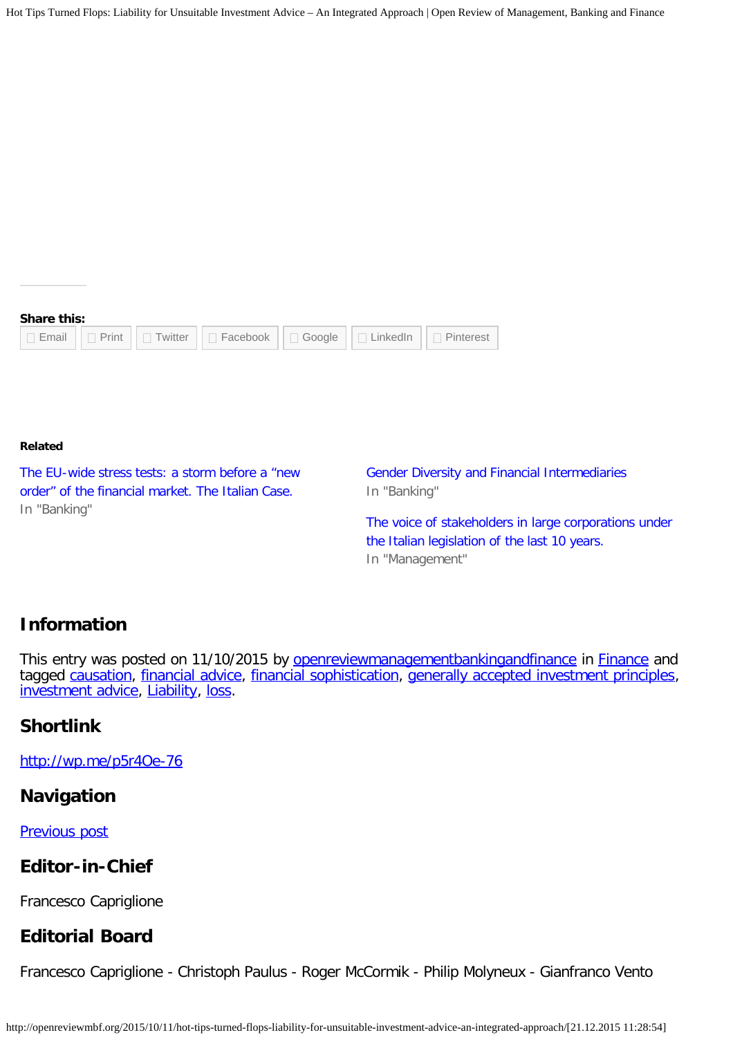**Share this:**

Email | Print | Twitter | Facebook | Google | LinkedIn | Pinterest

**Related**

The EU-wide stress tests: a storm before a "new order" of the financial market. The Italian Case.
In "Banking"

Gender Diversity and Financial Intermediaries
In "Banking"

The voice of stakeholders in large corporations under the Italian legislation of the last 10 years.
In "Management"

## Information

This entry was posted on 11/10/2015 by openreviewmanagementbankingandfinance in Finance and tagged causation, financial advice, financial sophistication, generally accepted investment principles, investment advice, Liability, loss.

## Shortlink

http://wp.me/p5r4Oe-76

## Navigation

Previous post

## Editor-in-Chief

Francesco Capriglione

## Editorial Board

Francesco Capriglione - Christoph Paulus - Roger McCormik - Philip Molyneux - Gianfranco Vento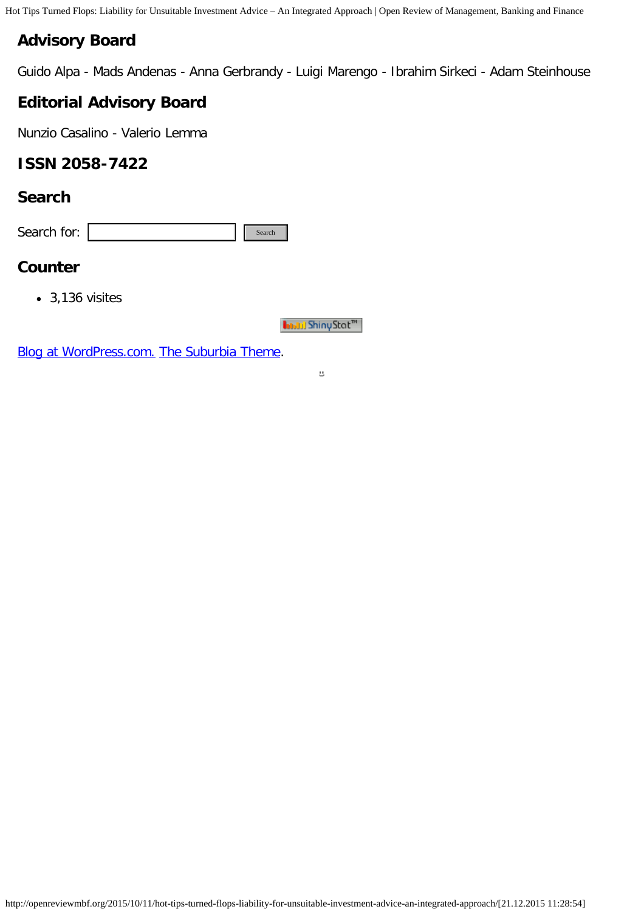## Advisory Board

Guido Alpa - Mads Andenas - Anna Gerbrandy - Luigi Marengo - Ibrahim Sirkeci - Adam Steinhouse

## Editorial Advisory Board

Nunzio Casalino - Valerio Lemma

## ISSN 2058-7422

## Search

Search for: Search

## Counter

- 3,136 visites

Blog at WordPress.com. The Suburbia Theme.